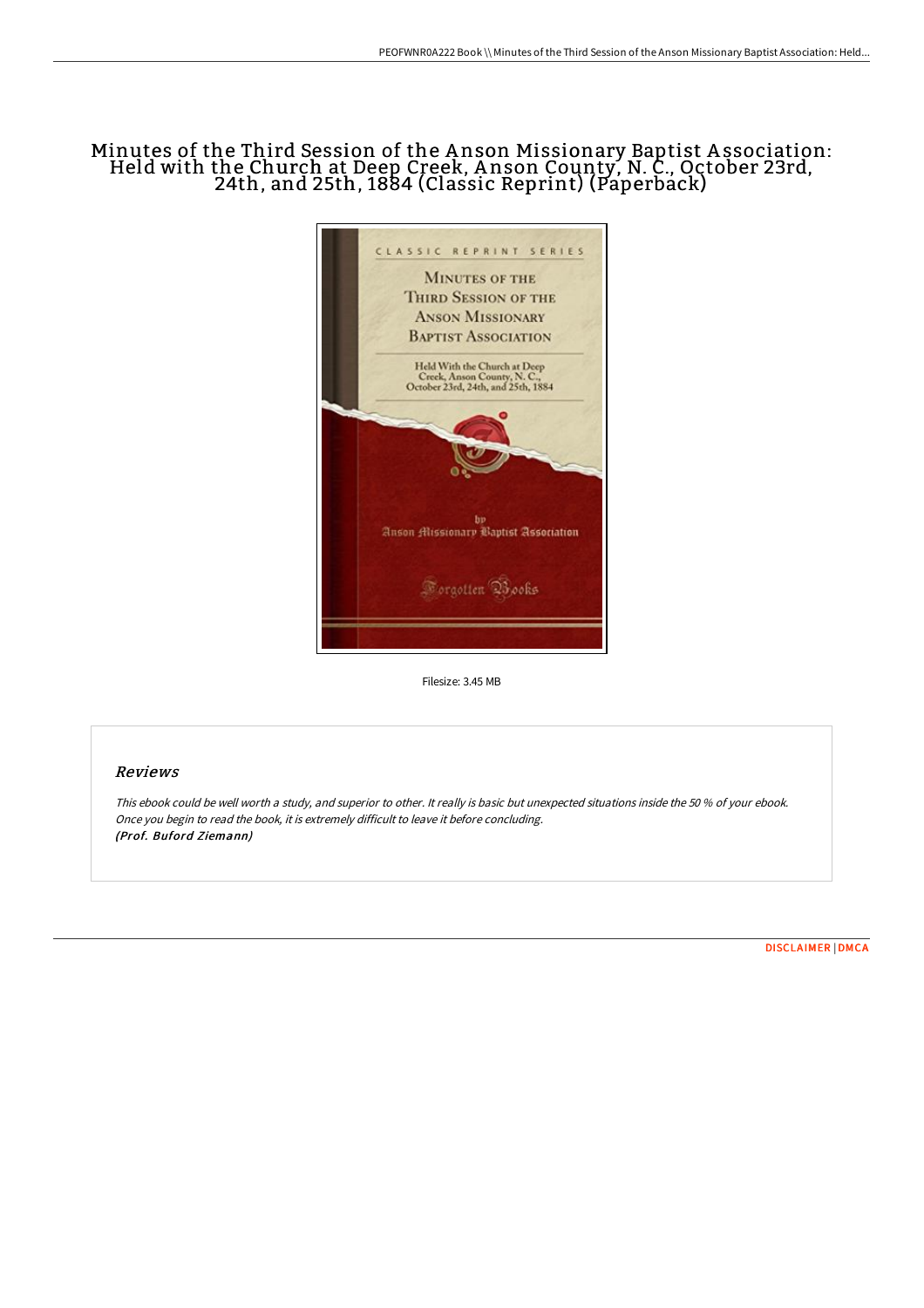# Minutes of the Third Session of the Anson Missionary Baptist Association: Held with the Church at Deep Creek, Anson County, N. C., October 23rd, 24th, and 25th, 1884 (Classic Reprint) (Paperback)

Filesize: 3.45 MB

## Reviews

*This ebook could be well worth a study, and superior to other. It really is basic but unexpected situations inside the 50 % of your ebook. Once you begin to read the book, it is extremely difficult to leave it before concluding.*
***(Prof. Buford Ziemann)***

DISCLAIMER | DMCA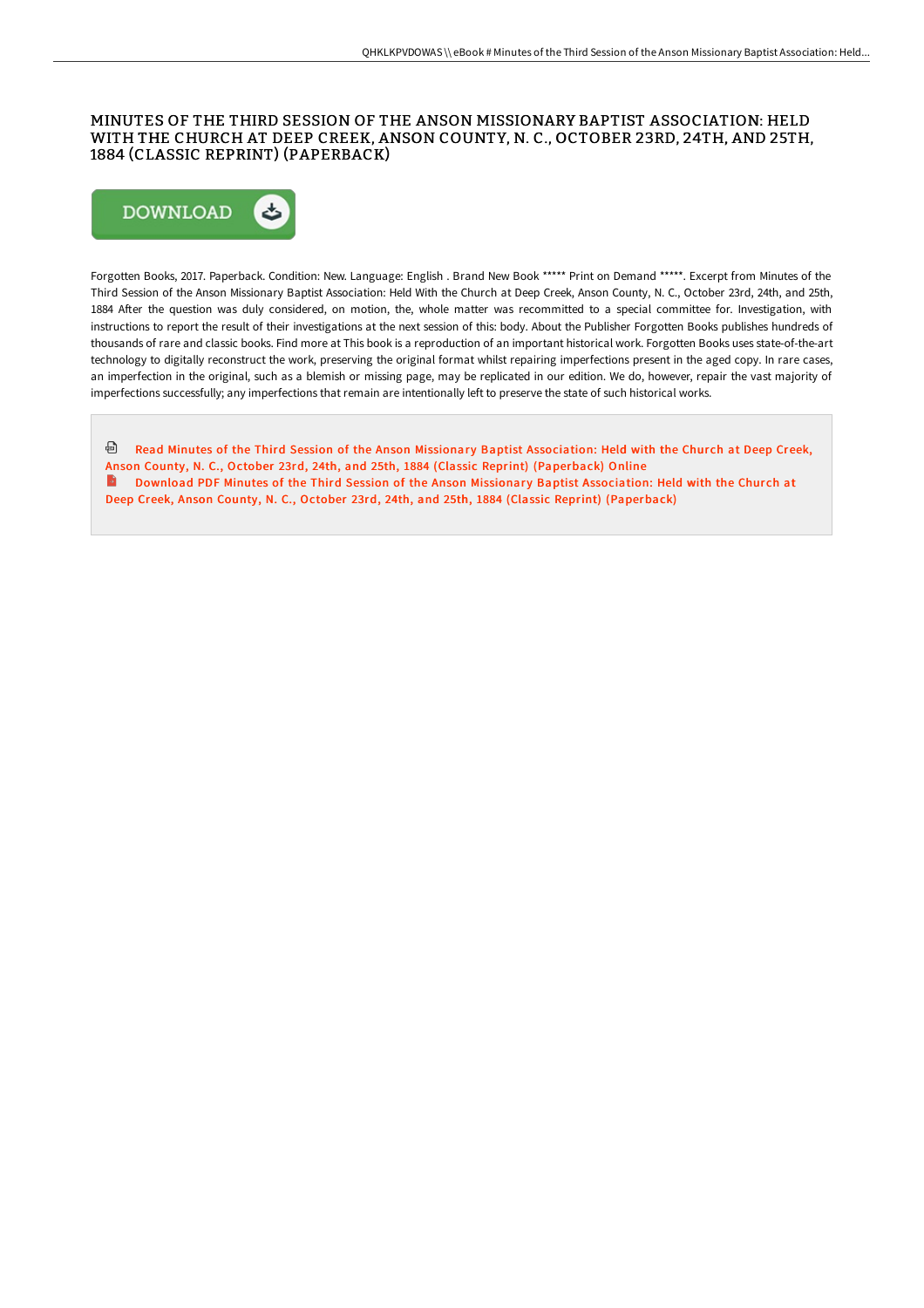# MINUTES OF THE THIRD SESSION OF THE ANSON MISSIONARY BAPTIST ASSOCIATION: HELD WITH THE CHURCH AT DEEP CREEK, ANSON COUNTY, N. C., OCTOBER 23RD, 24TH, AND 25TH, 1884 (CLASSIC REPRINT) (PAPERBACK)

DOWNLOAD

Forgotten Books, 2017. Paperback. Condition: New. Language: English . Brand New Book ***** Print on Demand *****. Excerpt from Minutes of the Third Session of the Anson Missionary Baptist Association: Held With the Church at Deep Creek, Anson County, N. C., October 23rd, 24th, and 25th, 1884 After the question was duly considered, on motion, the, whole matter was recommitted to a special committee for. Investigation, with instructions to report the result of their investigations at the next session of this: body. About the Publisher Forgotten Books publishes hundreds of thousands of rare and classic books. Find more at This book is a reproduction of an important historical work. Forgotten Books uses state-of-the-art technology to digitally reconstruct the work, preserving the original format whilst repairing imperfections present in the aged copy. In rare cases, an imperfection in the original, such as a blemish or missing page, may be replicated in our edition. We do, however, repair the vast majority of imperfections successfully; any imperfections that remain are intentionally left to preserve the state of such historical works.

Read Minutes of the Third Session of the Anson Missionary Baptist Association: Held with the Church at Deep Creek, Anson County, N. C., October 23rd, 24th, and 25th, 1884 (Classic Reprint) (Paperback) Online

Download PDF Minutes of the Third Session of the Anson Missionary Baptist Association: Held with the Church at Deep Creek, Anson County, N. C., October 23rd, 24th, and 25th, 1884 (Classic Reprint) (Paperback)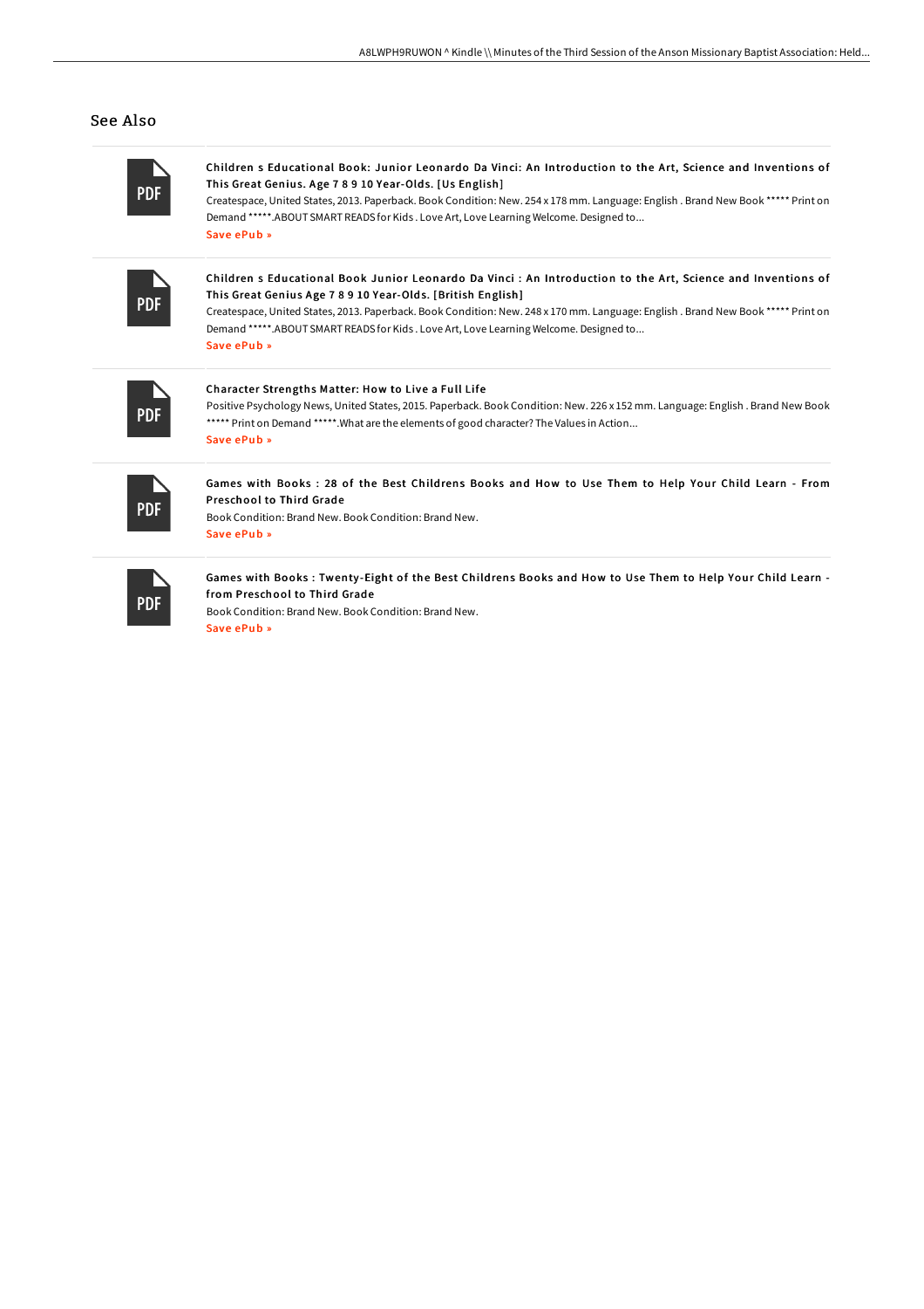## See Also

**Children s Educational Book: Junior Leonardo Da Vinci: An Introduction to the Art, Science and Inventions of This Great Genius. Age 7 8 9 10 Year-Olds. [Us English]**

Createspace, United States, 2013. Paperback. Book Condition: New. 254 x 178 mm. Language: English . Brand New Book ***** Print on Demand *****.ABOUT SMART READS for Kids . Love Art, Love Learning Welcome. Designed to...

Save ePub »

**Children s Educational Book Junior Leonardo Da Vinci : An Introduction to the Art, Science and Inventions of This Great Genius Age 7 8 9 10 Year-Olds. [British English]**

Createspace, United States, 2013. Paperback. Book Condition: New. 248 x 170 mm. Language: English . Brand New Book ***** Print on Demand *****.ABOUT SMART READS for Kids . Love Art, Love Learning Welcome. Designed to...

Save ePub »

**Character Strengths Matter: How to Live a Full Life**

Positive Psychology News, United States, 2015. Paperback. Book Condition: New. 226 x 152 mm. Language: English . Brand New Book ***** Print on Demand *****.What are the elements of good character? The Values in Action...

Save ePub »

**Games with Books : 28 of the Best Childrens Books and How to Use Them to Help Your Child Learn - From Preschool to Third Grade**

Book Condition: Brand New. Book Condition: Brand New.

Save ePub »

**Games with Books : Twenty-Eight of the Best Childrens Books and How to Use Them to Help Your Child Learn - from Preschool to Third Grade**

Book Condition: Brand New. Book Condition: Brand New.

Save ePub »